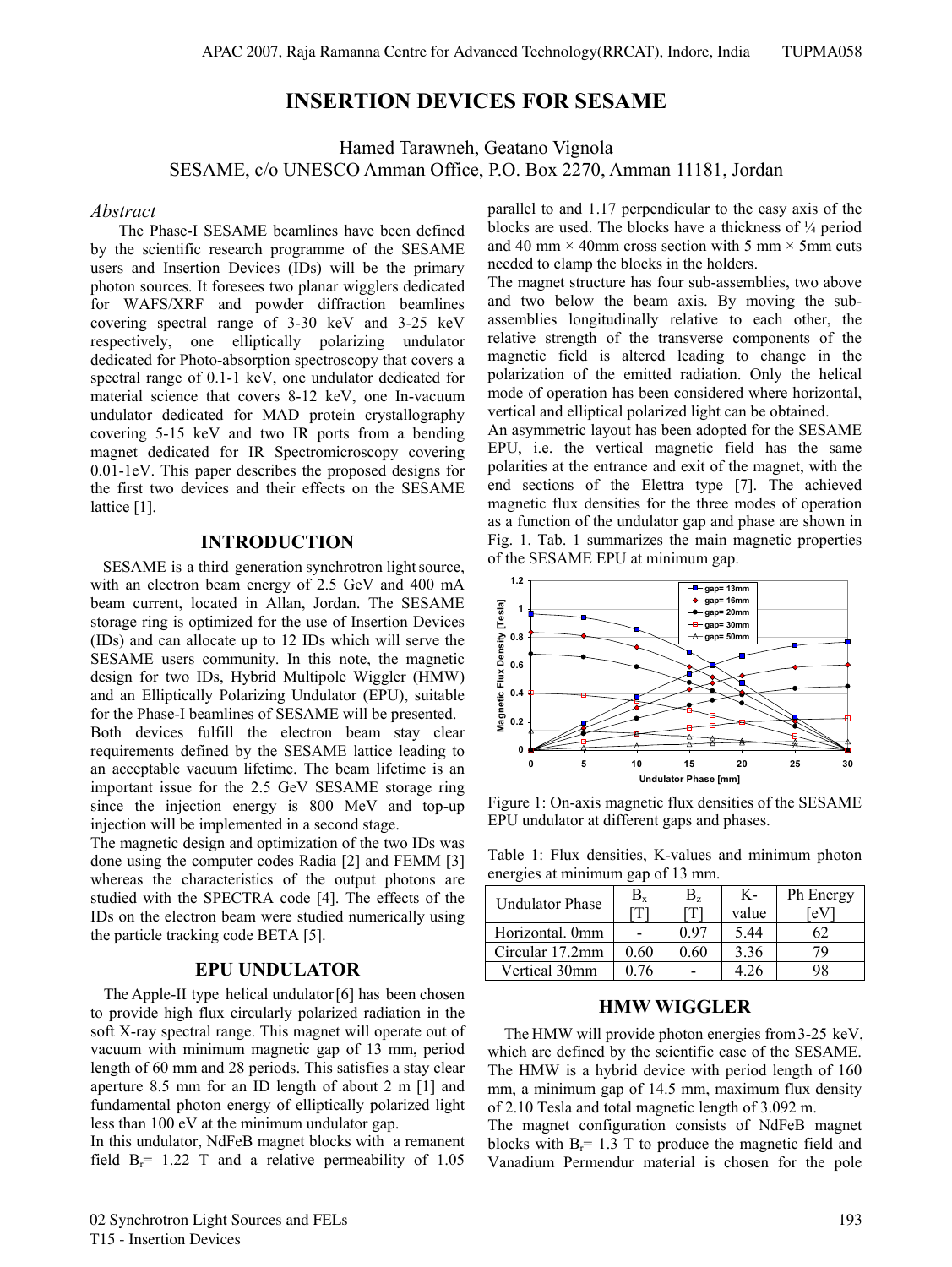# INSERTION DEVICES FOR SESAME

Hamed Tarawneh, Geatano Vignola
SESAME, c/o UNESCO Amman Office, P.O. Box 2270, Amman 11181, Jordan

*Abstract*

The Phase-I SESAME beamlines have been defined by the scientific research programme of the SESAME users and Insertion Devices (IDs) will be the primary photon sources. It foresees two planar wigglers dedicated for WAFS/XRF and powder diffraction beamlines covering spectral range of 3-30 keV and 3-25 keV respectively, one elliptically polarizing undulator dedicated for Photo-absorption spectroscopy that covers a spectral range of 0.1-1 keV, one undulator dedicated for material science that covers 8-12 keV, one In-vacuum undulator dedicated for MAD protein crystallography covering 5-15 keV and two IR ports from a bending magnet dedicated for IR Spectromicroscopy covering 0.01-1eV. This paper describes the proposed designs for the first two devices and their effects on the SESAME lattice [1].

## INTRODUCTION

SESAME is a third generation synchrotron light source, with an electron beam energy of 2.5 GeV and 400 mA beam current, located in Allan, Jordan. The SESAME storage ring is optimized for the use of Insertion Devices (IDs) and can allocate up to 12 IDs which will serve the SESAME users community. In this note, the magnetic design for two IDs, Hybrid Multipole Wiggler (HMW) and an Elliptically Polarizing Undulator (EPU), suitable for the Phase-I beamlines of SESAME will be presented.

Both devices fulfill the electron beam stay clear requirements defined by the SESAME lattice leading to an acceptable vacuum lifetime. The beam lifetime is an important issue for the 2.5 GeV SESAME storage ring since the injection energy is 800 MeV and top-up injection will be implemented in a second stage.

The magnetic design and optimization of the two IDs was done using the computer codes Radia [2] and FEMM [3] whereas the characteristics of the output photons are studied with the SPECTRA code [4]. The effects of the IDs on the electron beam were studied numerically using the particle tracking code BETA [5].

## EPU UNDULATOR

The Apple-II type helical undulator [6] has been chosen to provide high flux circularly polarized radiation in the soft X-ray spectral range. This magnet will operate out of vacuum with minimum magnetic gap of 13 mm, period length of 60 mm and 28 periods. This satisfies a stay clear aperture 8.5 mm for an ID length of about 2 m [1] and fundamental photon energy of elliptically polarized light less than 100 eV at the minimum undulator gap.

In this undulator, NdFeB magnet blocks with a remanent field $B_r$= 1.22 T and a relative permeability of 1.05 parallel to and 1.17 perpendicular to the easy axis of the blocks are used. The blocks have a thickness of ¼ period and 40 mm × 40mm cross section with 5 mm × 5mm cuts needed to clamp the blocks in the holders.

The magnet structure has four sub-assemblies, two above and two below the beam axis. By moving the sub-assemblies longitudinally relative to each other, the relative strength of the transverse components of the magnetic field is altered leading to change in the polarization of the emitted radiation. Only the helical mode of operation has been considered where horizontal, vertical and elliptical polarized light can be obtained.

An asymmetric layout has been adopted for the SESAME EPU, i.e. the vertical magnetic field has the same polarities at the entrance and exit of the magnet, with the end sections of the Elettra type [7]. The achieved magnetic flux densities for the three modes of operation as a function of the undulator gap and phase are shown in Fig. 1. Tab. 1 summarizes the main magnetic properties of the SESAME EPU at minimum gap.

Figure 1: On-axis magnetic flux densities of the SESAME EPU undulator at different gaps and phases.

Table 1: Flux densities, K-values and minimum photon energies at minimum gap of 13 mm.

| Undulator Phase | $B_x$ [T] | $B_z$ [T] | K-value | Ph Energy [eV] |
|---|---|---|---|---|
| Horizontal. 0mm | - | 0.97 | 5.44 | 62 |
| Circular 17.2mm | 0.60 | 0.60 | 3.36 | 79 |
| Vertical 30mm | 0.76 | - | 4.26 | 98 |

## HMW WIGGLER

The HMW will provide photon energies from 3-25 keV, which are defined by the scientific case of the SESAME. The HMW is a hybrid device with period length of 160 mm, a minimum gap of 14.5 mm, maximum flux density of 2.10 Tesla and total magnetic length of 3.092 m.

The magnet configuration consists of NdFeB magnet blocks with $B_r$= 1.3 T to produce the magnetic field and Vanadium Permendur material is chosen for the pole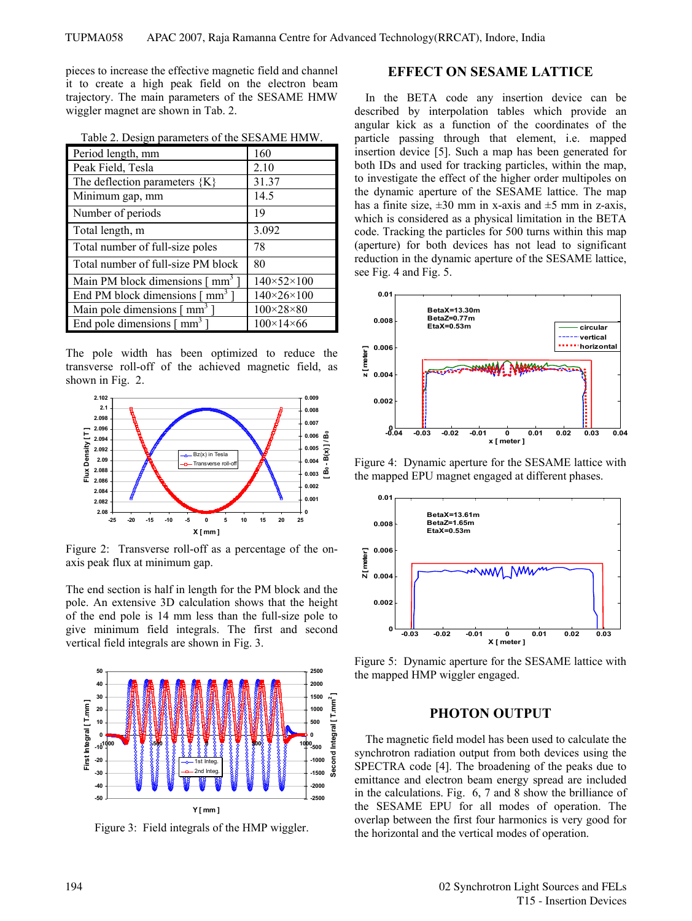pieces to increase the effective magnetic field and channel it to create a high peak field on the electron beam trajectory. The main parameters of the SESAME HMW wiggler magnet are shown in Tab. 2.

Table 2. Design parameters of the SESAME HMW.

| | |
|---|---|
| Period length, mm | 160 |
| Peak Field, Tesla | 2.10 |
| The deflection parameters {K} | 31.37 |
| Minimum gap, mm | 14.5 |
| Number of periods | 19 |
| Total length, m | 3.092 |
| Total number of full-size poles | 78 |
| Total number of full-size PM block | 80 |
| Main PM block dimensions [ $mm^3$ ] | 140×52×100 |
| End PM block dimensions [ $mm^3$ ] | 140×26×100 |
| Main pole dimensions [ $mm^3$ ] | 100×28×80 |
| End pole dimensions [ $mm^3$ ] | 100×14×66 |

The pole width has been optimized to reduce the transverse roll-off of the achieved magnetic field, as shown in Fig. 2.

Figure 2: Transverse roll-off as a percentage of the on-axis peak flux at minimum gap.

The end section is half in length for the PM block and the pole. An extensive 3D calculation shows that the height of the end pole is 14 mm less than the full-size pole to give minimum field integrals. The first and second vertical field integrals are shown in Fig. 3.

Figure 3: Field integrals of the HMP wiggler.

## EFFECT ON SESAME LATTICE

In the BETA code any insertion device can be described by interpolation tables which provide an angular kick as a function of the coordinates of the particle passing through that element, i.e. mapped insertion device [5]. Such a map has been generated for both IDs and used for tracking particles, within the map, to investigate the effect of the higher order multipoles on the dynamic aperture of the SESAME lattice. The map has a finite size, ±30 mm in x-axis and ±5 mm in z-axis, which is considered as a physical limitation in the BETA code. Tracking the particles for 500 turns within this map (aperture) for both devices has not lead to significant reduction in the dynamic aperture of the SESAME lattice, see Fig. 4 and Fig. 5.

Figure 4: Dynamic aperture for the SESAME lattice with the mapped EPU magnet engaged at different phases.

Figure 5: Dynamic aperture for the SESAME lattice with the mapped HMP wiggler engaged.

## PHOTON OUTPUT

The magnetic field model has been used to calculate the synchrotron radiation output from both devices using the SPECTRA code [4]. The broadening of the peaks due to emittance and electron beam energy spread are included in the calculations. Fig. 6, 7 and 8 show the brilliance of the SESAME EPU for all modes of operation. The overlap between the first four harmonics is very good for the horizontal and the vertical modes of operation.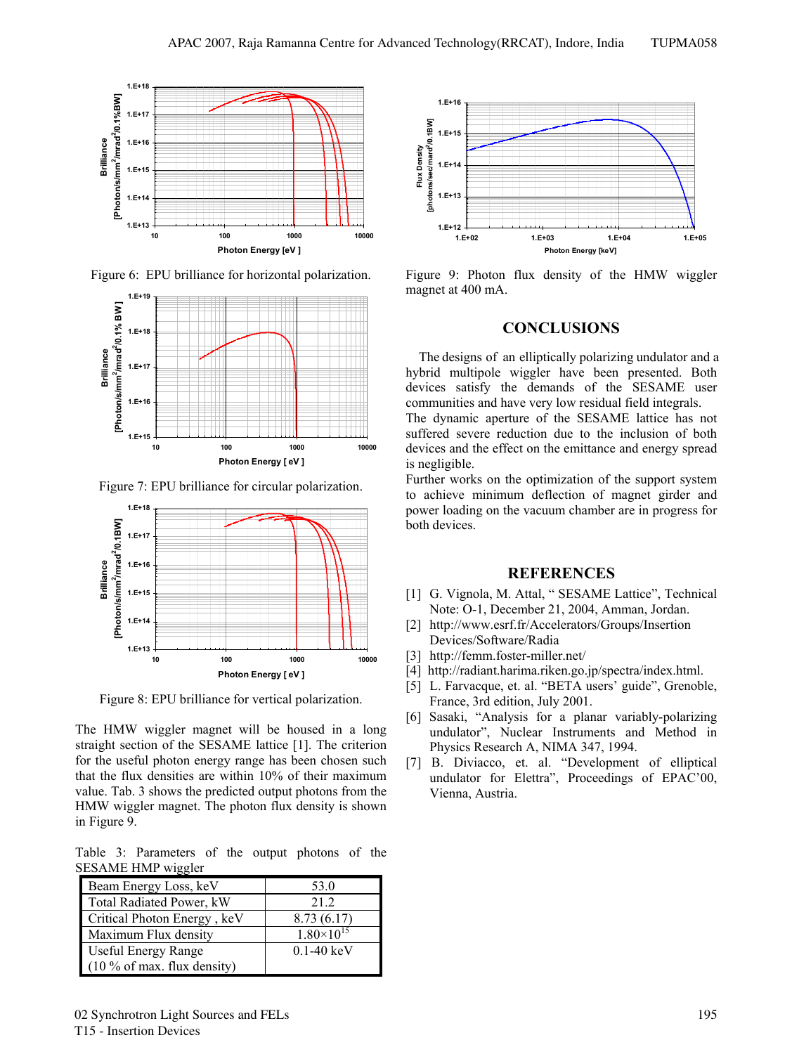Brilliance [Photon/s/mm$^2$/mrad$^2$/0.1%BW]

1.E+18
1.E+17
1.E+16
1.E+15
1.E+14
1.E+13

10 100 1000 10000

Photon Energy [eV ]

Figure 6: EPU brilliance for horizontal polarization.

Brilliance [Photon/s/mm$^2$/mrad$^2$/0.1% BW ]

1.E+19
1.E+18
1.E+17
1.E+16
1.E+15

10 100 1000 10000

Photon Energy [ eV ]

Figure 7: EPU brilliance for circular polarization.

Brilliance [Photon/s/mm$^2$/mrad$^2$/0.1BW]

1.E+18
1.E+17
1.E+16
1.E+15
1.E+14
1.E+13

10 100 1000 10000

Photon Energy [ eV ]

Figure 8: EPU brilliance for vertical polarization.

The HMW wiggler magnet will be housed in a long straight section of the SESAME lattice [1]. The criterion for the useful photon energy range has been chosen such that the flux densities are within 10% of their maximum value. Tab. 3 shows the predicted output photons from the HMW wiggler magnet. The photon flux density is shown in Figure 9.

Table 3: Parameters of the output photons of the SESAME HMP wiggler

| | |
|---|---|
| Beam Energy Loss, keV | 53.0 |
| Total Radiated Power, kW | 21.2 |
| Critical Photon Energy , keV | 8.73 (6.17) |
| Maximum Flux density | $1.80\times10^{15}$ |
| Useful Energy Range (10 % of max. flux density) | 0.1-40 keV |

Flux Density [photons/sec/mard$^2$/0.1BW]

1.E+16
1.E+15
1.E+14
1.E+13
1.E+12

1.E+02 1.E+03 1.E+04 1.E+05

Photon Energy [keV]

Figure 9: Photon flux density of the HMW wiggler magnet at 400 mA.

## CONCLUSIONS

The designs of an elliptically polarizing undulator and a hybrid multipole wiggler have been presented. Both devices satisfy the demands of the SESAME user communities and have very low residual field integrals. The dynamic aperture of the SESAME lattice has not suffered severe reduction due to the inclusion of both devices and the effect on the emittance and energy spread is negligible.
Further works on the optimization of the support system to achieve minimum deflection of magnet girder and power loading on the vacuum chamber are in progress for both devices.

## REFERENCES

[1] G. Vignola, M. Attal, " SESAME Lattice", Technical Note: O-1, December 21, 2004, Amman, Jordan.
[2] http://www.esrf.fr/Accelerators/Groups/Insertion Devices/Software/Radia
[3] http://femm.foster-miller.net/
[4] http://radiant.harima.riken.go.jp/spectra/index.html.
[5] L. Farvacque, et. al. "BETA users' guide", Grenoble, France, 3rd edition, July 2001.
[6] Sasaki, "Analysis for a planar variably-polarizing undulator", Nuclear Instruments and Method in Physics Research A, NIMA 347, 1994.
[7] B. Diviacco, et. al. "Development of elliptical undulator for Elettra", Proceedings of EPAC'00, Vienna, Austria.